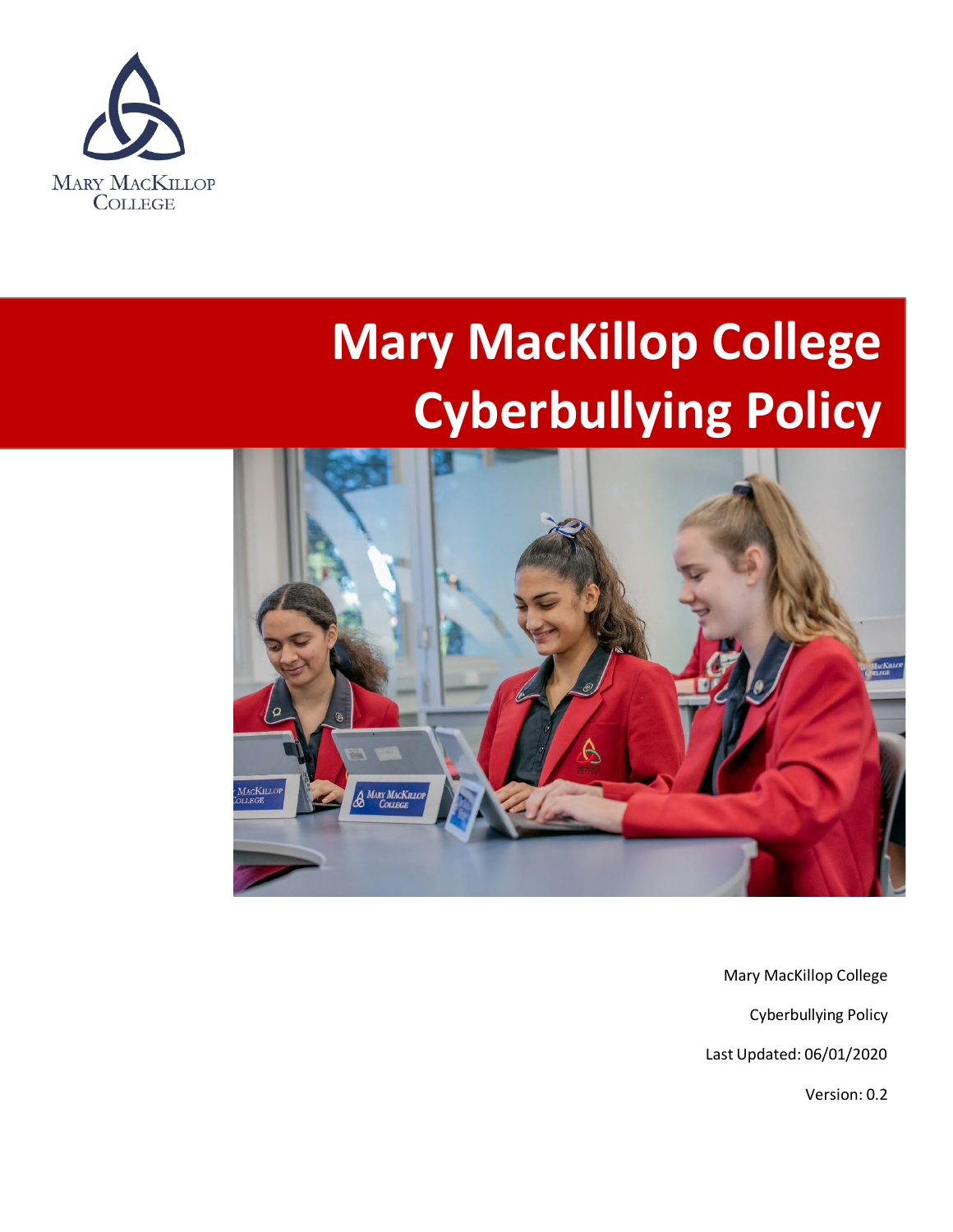Mary MacKillop College

# Mary MacKillop College Cyberbullying Policy

Mary MacKillop College

Cyberbullying Policy

Last Updated: 06/01/2020

Version: 0.2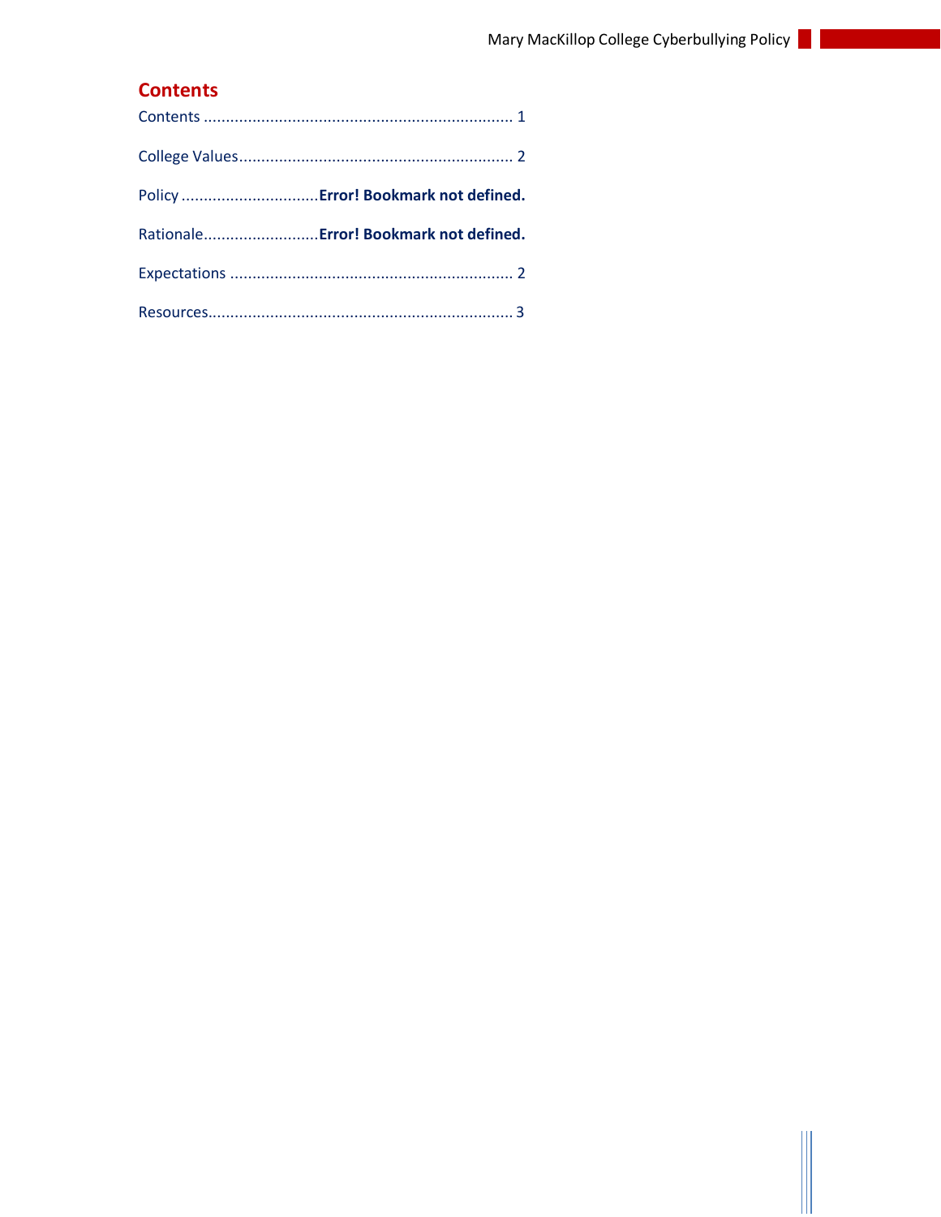## Contents

Contents .................................................................... 1

College Values............................................................ 2

Policy ..............................Error! Bookmark not defined.

Rationale.........................Error! Bookmark not defined.

Expectations .............................................................. 2

Resources.................................................................... 3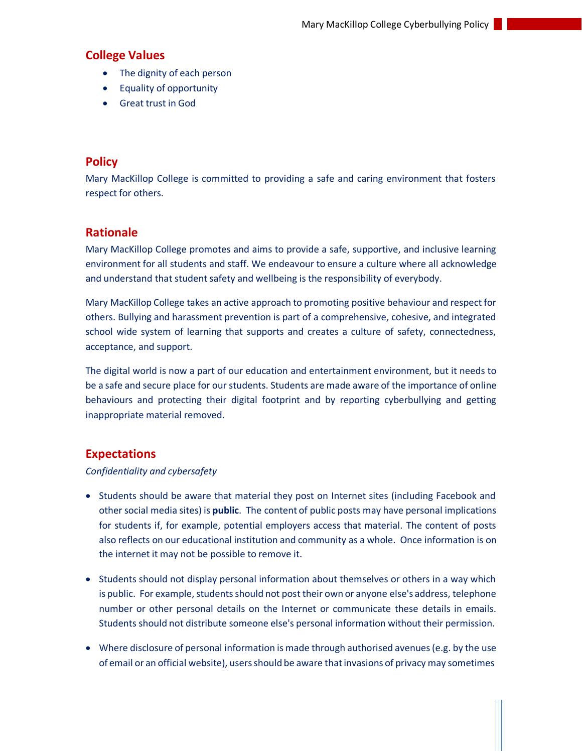## College Values

- The dignity of each person
- Equality of opportunity
- Great trust in God

## Policy

Mary MacKillop College is committed to providing a safe and caring environment that fosters respect for others.

## Rationale

Mary MacKillop College promotes and aims to provide a safe, supportive, and inclusive learning environment for all students and staff. We endeavour to ensure a culture where all acknowledge and understand that student safety and wellbeing is the responsibility of everybody.

Mary MacKillop College takes an active approach to promoting positive behaviour and respect for others. Bullying and harassment prevention is part of a comprehensive, cohesive, and integrated school wide system of learning that supports and creates a culture of safety, connectedness, acceptance, and support.

The digital world is now a part of our education and entertainment environment, but it needs to be a safe and secure place for our students. Students are made aware of the importance of online behaviours and protecting their digital footprint and by reporting cyberbullying and getting inappropriate material removed.

## Expectations

*Confidentiality and cybersafety*

- Students should be aware that material they post on Internet sites (including Facebook and other social media sites) is **public**. The content of public posts may have personal implications for students if, for example, potential employers access that material. The content of posts also reflects on our educational institution and community as a whole. Once information is on the internet it may not be possible to remove it.
- Students should not display personal information about themselves or others in a way which is public. For example, students should not post their own or anyone else's address, telephone number or other personal details on the Internet or communicate these details in emails. Students should not distribute someone else's personal information without their permission.
- Where disclosure of personal information is made through authorised avenues (e.g. by the use of email or an official website), users should be aware that invasions of privacy may sometimes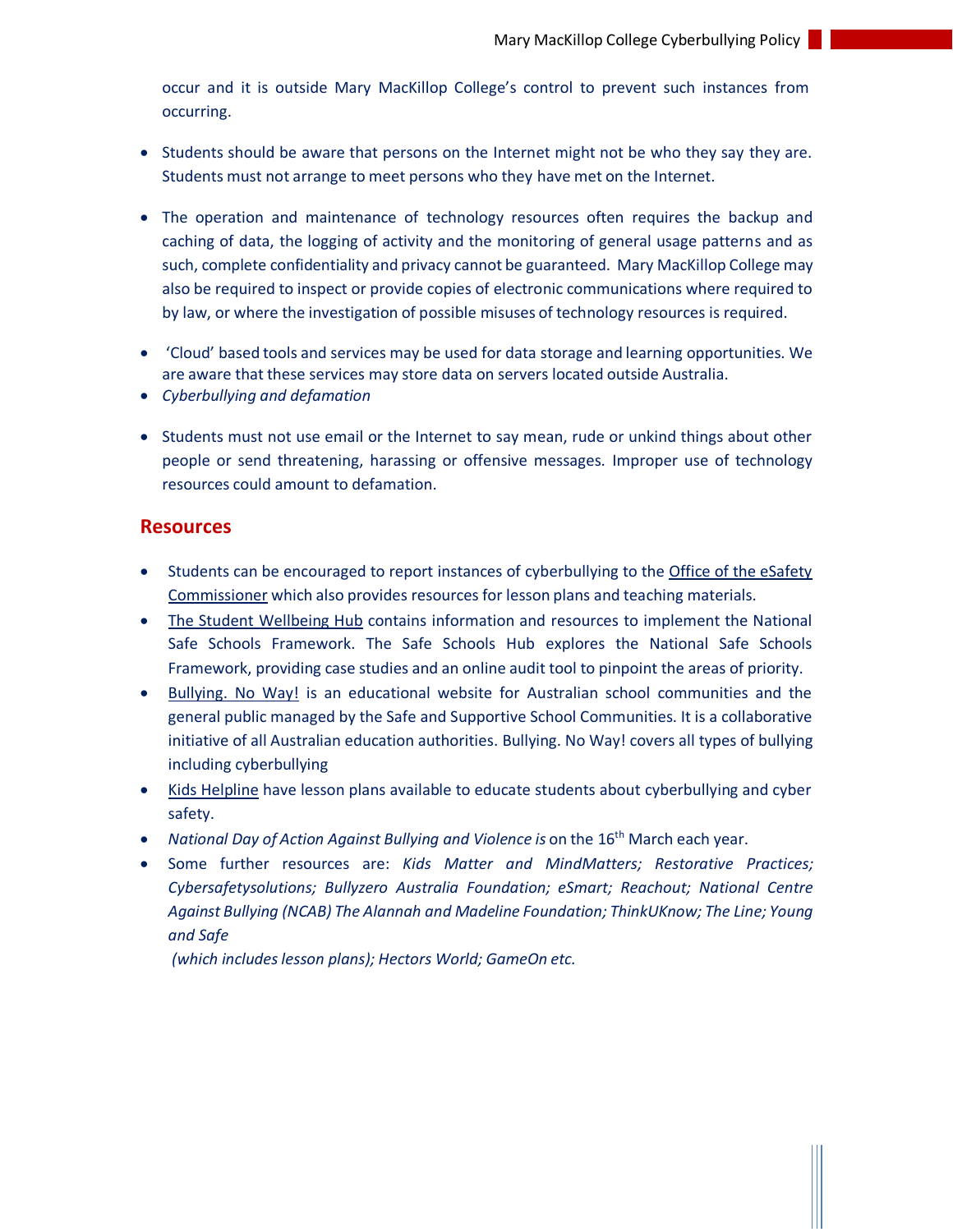occur and it is outside Mary MacKillop College's control to prevent such instances from occurring.

- Students should be aware that persons on the Internet might not be who they say they are. Students must not arrange to meet persons who they have met on the Internet.

- The operation and maintenance of technology resources often requires the backup and caching of data, the logging of activity and the monitoring of general usage patterns and as such, complete confidentiality and privacy cannot be guaranteed. Mary MacKillop College may also be required to inspect or provide copies of electronic communications where required to by law, or where the investigation of possible misuses of technology resources is required.

- 'Cloud' based tools and services may be used for data storage and learning opportunities. We are aware that these services may store data on servers located outside Australia.
- *Cyberbullying and defamation*

- Students must not use email or the Internet to say mean, rude or unkind things about other people or send threatening, harassing or offensive messages. Improper use of technology resources could amount to defamation.

## Resources

- Students can be encouraged to report instances of cyberbullying to the Office of the eSafety Commissioner which also provides resources for lesson plans and teaching materials.
- The Student Wellbeing Hub contains information and resources to implement the National Safe Schools Framework. The Safe Schools Hub explores the National Safe Schools Framework, providing case studies and an online audit tool to pinpoint the areas of priority.
- Bullying. No Way! is an educational website for Australian school communities and the general public managed by the Safe and Supportive School Communities. It is a collaborative initiative of all Australian education authorities. Bullying. No Way! covers all types of bullying including cyberbullying
- Kids Helpline have lesson plans available to educate students about cyberbullying and cyber safety.
- *National Day of Action Against Bullying and Violence is* on the 16th March each year.
- Some further resources are: *Kids Matter and MindMatters; Restorative Practices; Cybersafetysolutions; Bullyzero Australia Foundation; eSmart; Reachout; National Centre Against Bullying (NCAB) The Alannah and Madeline Foundation; ThinkUKnow; The Line; Young and Safe (which includes lesson plans); Hectors World; GameOn etc.*